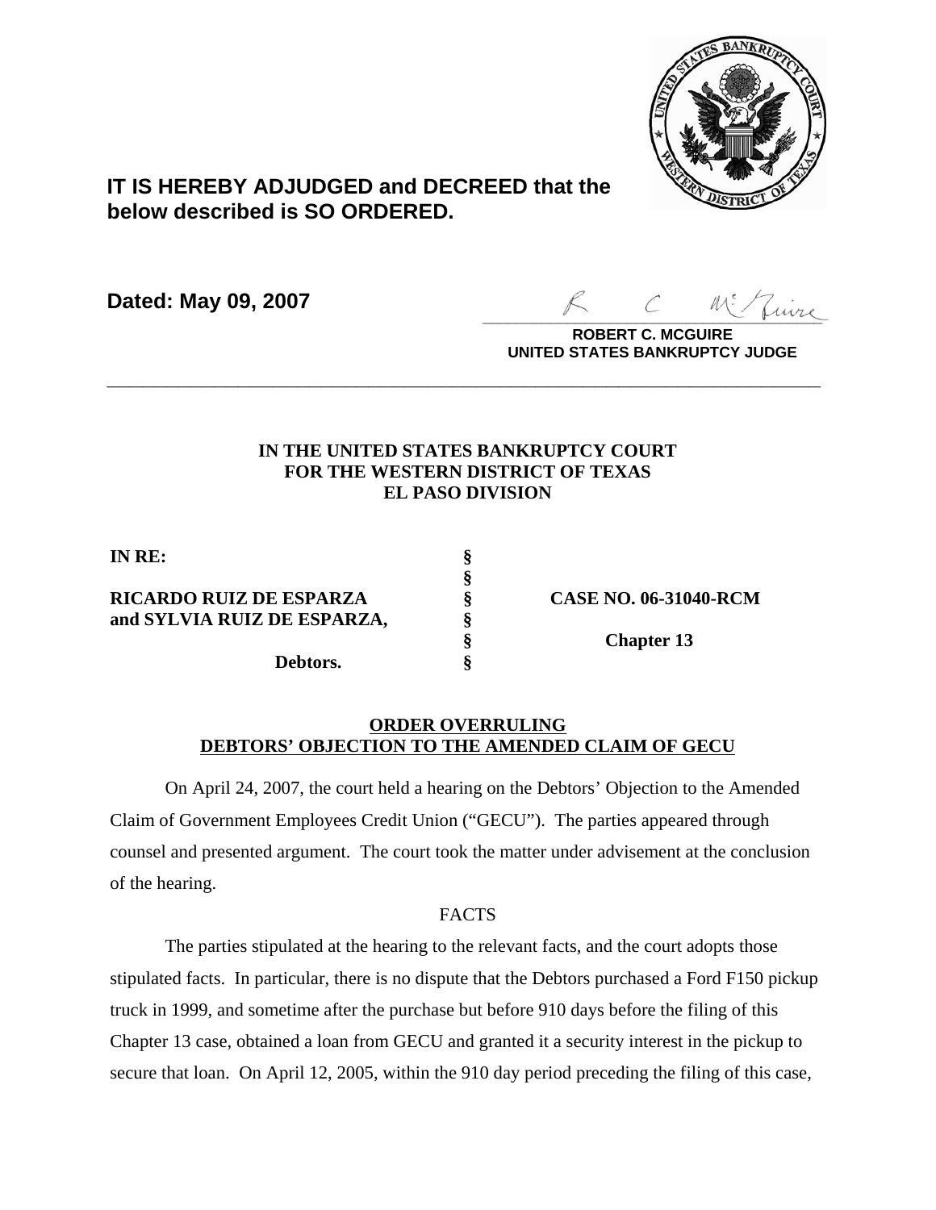**IT IS HEREBY ADJUDGED and DECREED that the below described is SO ORDERED.**

**Dated: May 09, 2007**

**ROBERT C. MCGUIRE**
**UNITED STATES BANKRUPTCY JUDGE**

---

**IN THE UNITED STATES BANKRUPTCY COURT**
**FOR THE WESTERN DISTRICT OF TEXAS**
**EL PASO DIVISION**

| | | |
|---|---|---|
| **IN RE:** | **§** | |
| | **§** | |
| **RICARDO RUIZ DE ESPARZA** | **§** | **CASE NO. 06-31040-RCM** |
| **and SYLVIA RUIZ DE ESPARZA,** | **§** | |
| | **§** | **Chapter 13** |
| **Debtors.** | **§** | |

**ORDER OVERRULING**
**DEBTORS' OBJECTION TO THE AMENDED CLAIM OF GECU**

On April 24, 2007, the court held a hearing on the Debtors' Objection to the Amended Claim of Government Employees Credit Union ("GECU"). The parties appeared through counsel and presented argument. The court took the matter under advisement at the conclusion of the hearing.

FACTS

The parties stipulated at the hearing to the relevant facts, and the court adopts those stipulated facts. In particular, there is no dispute that the Debtors purchased a Ford F150 pickup truck in 1999, and sometime after the purchase but before 910 days before the filing of this Chapter 13 case, obtained a loan from GECU and granted it a security interest in the pickup to secure that loan. On April 12, 2005, within the 910 day period preceding the filing of this case,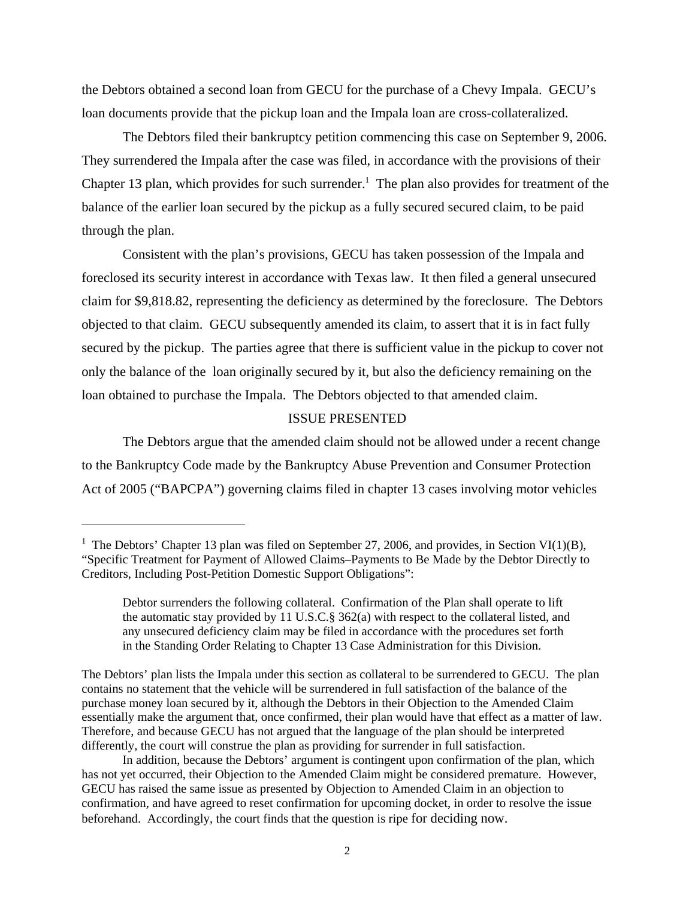the Debtors obtained a second loan from GECU for the purchase of a Chevy Impala. GECU's loan documents provide that the pickup loan and the Impala loan are cross-collateralized.

The Debtors filed their bankruptcy petition commencing this case on September 9, 2006. They surrendered the Impala after the case was filed, in accordance with the provisions of their Chapter 13 plan, which provides for such surrender.[1] The plan also provides for treatment of the balance of the earlier loan secured by the pickup as a fully secured secured claim, to be paid through the plan.

Consistent with the plan's provisions, GECU has taken possession of the Impala and foreclosed its security interest in accordance with Texas law. It then filed a general unsecured claim for $9,818.82, representing the deficiency as determined by the foreclosure. The Debtors objected to that claim. GECU subsequently amended its claim, to assert that it is in fact fully secured by the pickup. The parties agree that there is sufficient value in the pickup to cover not only the balance of the loan originally secured by it, but also the deficiency remaining on the loan obtained to purchase the Impala. The Debtors objected to that amended claim.

## ISSUE PRESENTED

The Debtors argue that the amended claim should not be allowed under a recent change to the Bankruptcy Code made by the Bankruptcy Abuse Prevention and Consumer Protection Act of 2005 ("BAPCPA") governing claims filed in chapter 13 cases involving motor vehicles

---

[1] The Debtors' Chapter 13 plan was filed on September 27, 2006, and provides, in Section VI(1)(B), "Specific Treatment for Payment of Allowed Claims–Payments to Be Made by the Debtor Directly to Creditors, Including Post-Petition Domestic Support Obligations":

> Debtor surrenders the following collateral. Confirmation of the Plan shall operate to lift the automatic stay provided by 11 U.S.C.§ 362(a) with respect to the collateral listed, and any unsecured deficiency claim may be filed in accordance with the procedures set forth in the Standing Order Relating to Chapter 13 Case Administration for this Division.

The Debtors' plan lists the Impala under this section as collateral to be surrendered to GECU. The plan contains no statement that the vehicle will be surrendered in full satisfaction of the balance of the purchase money loan secured by it, although the Debtors in their Objection to the Amended Claim essentially make the argument that, once confirmed, their plan would have that effect as a matter of law. Therefore, and because GECU has not argued that the language of the plan should be interpreted differently, the court will construe the plan as providing for surrender in full satisfaction.

In addition, because the Debtors' argument is contingent upon confirmation of the plan, which has not yet occurred, their Objection to the Amended Claim might be considered premature. However, GECU has raised the same issue as presented by Objection to Amended Claim in an objection to confirmation, and have agreed to reset confirmation for upcoming docket, in order to resolve the issue beforehand. Accordingly, the court finds that the question is ripe for deciding now.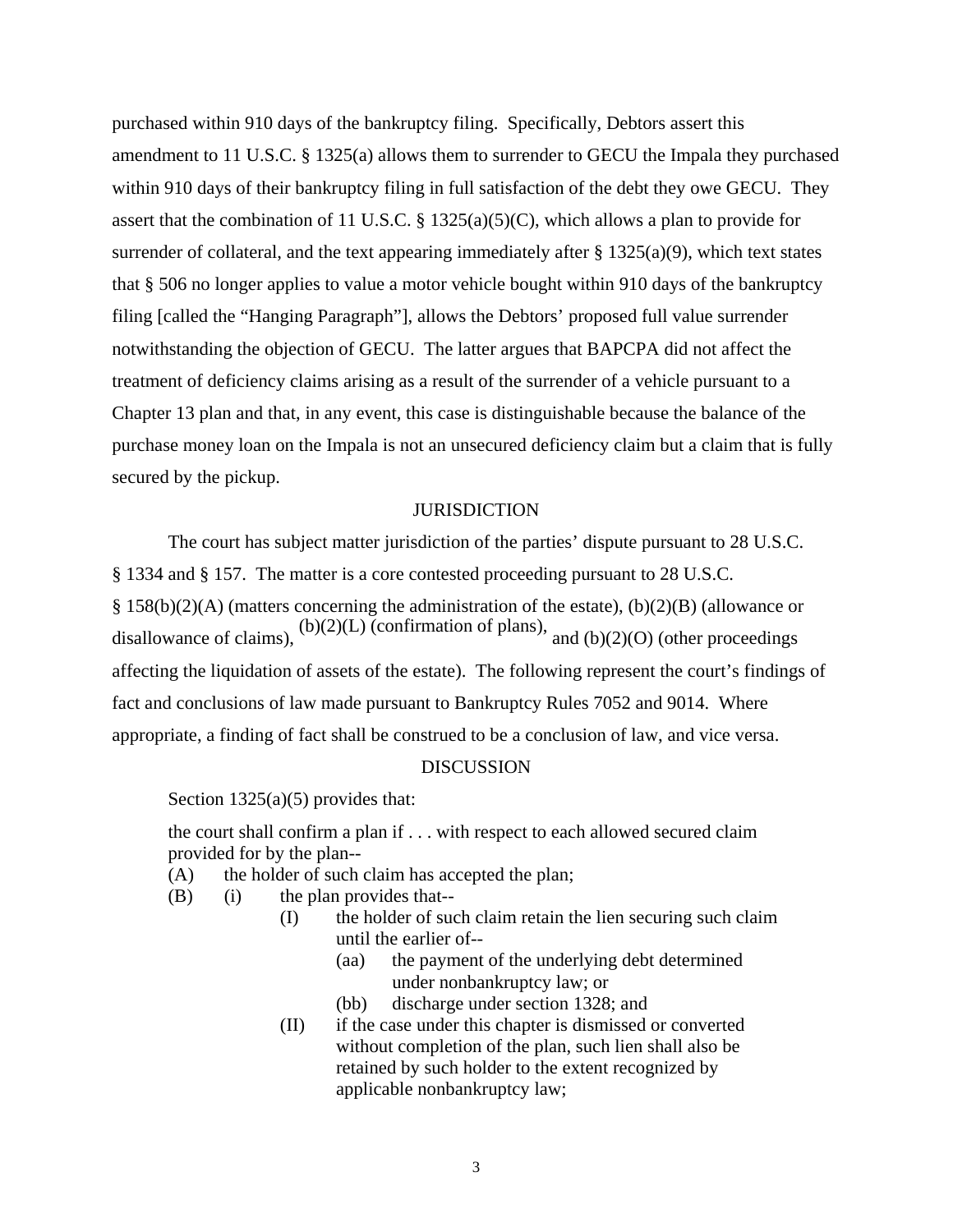purchased within 910 days of the bankruptcy filing. Specifically, Debtors assert this amendment to 11 U.S.C. § 1325(a) allows them to surrender to GECU the Impala they purchased within 910 days of their bankruptcy filing in full satisfaction of the debt they owe GECU. They assert that the combination of 11 U.S.C. § 1325(a)(5)(C), which allows a plan to provide for surrender of collateral, and the text appearing immediately after § 1325(a)(9), which text states that § 506 no longer applies to value a motor vehicle bought within 910 days of the bankruptcy filing [called the "Hanging Paragraph"], allows the Debtors' proposed full value surrender notwithstanding the objection of GECU. The latter argues that BAPCPA did not affect the treatment of deficiency claims arising as a result of the surrender of a vehicle pursuant to a Chapter 13 plan and that, in any event, this case is distinguishable because the balance of the purchase money loan on the Impala is not an unsecured deficiency claim but a claim that is fully secured by the pickup.

## JURISDICTION

The court has subject matter jurisdiction of the parties' dispute pursuant to 28 U.S.C. § 1334 and § 157. The matter is a core contested proceeding pursuant to 28 U.S.C. § 158(b)(2)(A) (matters concerning the administration of the estate), (b)(2)(B) (allowance or disallowance of claims), (b)(2)(L) (confirmation of plans), and (b)(2)(O) (other proceedings affecting the liquidation of assets of the estate). The following represent the court's findings of fact and conclusions of law made pursuant to Bankruptcy Rules 7052 and 9014. Where appropriate, a finding of fact shall be construed to be a conclusion of law, and vice versa.

## DISCUSSION

Section 1325(a)(5) provides that:

> the court shall confirm a plan if . . . with respect to each allowed secured claim provided for by the plan--
>
> (A) the holder of such claim has accepted the plan;
>
> (B) (i) the plan provides that--
>
> (I) the holder of such claim retain the lien securing such claim until the earlier of--
>
> (aa) the payment of the underlying debt determined under nonbankruptcy law; or
>
> (bb) discharge under section 1328; and
>
> (II) if the case under this chapter is dismissed or converted without completion of the plan, such lien shall also be retained by such holder to the extent recognized by applicable nonbankruptcy law;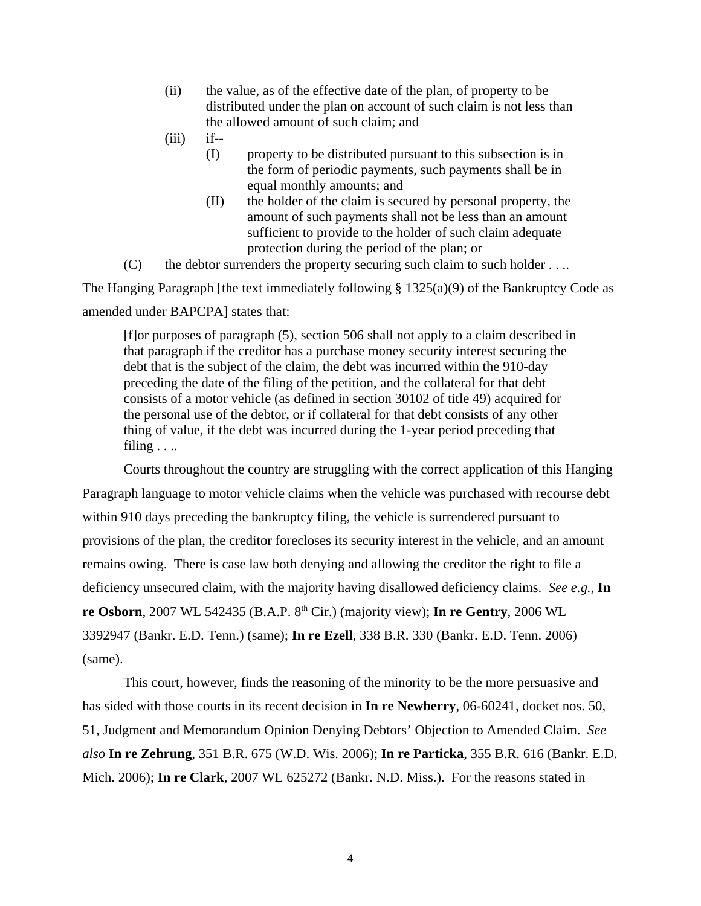(ii) the value, as of the effective date of the plan, of property to be distributed under the plan on account of such claim is not less than the allowed amount of such claim; and

(iii) if--

(I) property to be distributed pursuant to this subsection is in the form of periodic payments, such payments shall be in equal monthly amounts; and

(II) the holder of the claim is secured by personal property, the amount of such payments shall not be less than an amount sufficient to provide to the holder of such claim adequate protection during the period of the plan; or

(C) the debtor surrenders the property securing such claim to such holder . . ..

The Hanging Paragraph [the text immediately following § 1325(a)(9) of the Bankruptcy Code as amended under BAPCPA] states that:

> [f]or purposes of paragraph (5), section 506 shall not apply to a claim described in that paragraph if the creditor has a purchase money security interest securing the debt that is the subject of the claim, the debt was incurred within the 910-day preceding the date of the filing of the petition, and the collateral for that debt consists of a motor vehicle (as defined in section 30102 of title 49) acquired for the personal use of the debtor, or if collateral for that debt consists of any other thing of value, if the debt was incurred during the 1-year period preceding that filing . . ..

Courts throughout the country are struggling with the correct application of this Hanging Paragraph language to motor vehicle claims when the vehicle was purchased with recourse debt within 910 days preceding the bankruptcy filing, the vehicle is surrendered pursuant to provisions of the plan, the creditor forecloses its security interest in the vehicle, and an amount remains owing. There is case law both denying and allowing the creditor the right to file a deficiency unsecured claim, with the majority having disallowed deficiency claims. *See e.g.,* **In re Osborn**, 2007 WL 542435 (B.A.P. 8th Cir.) (majority view); **In re Gentry**, 2006 WL 3392947 (Bankr. E.D. Tenn.) (same); **In re Ezell**, 338 B.R. 330 (Bankr. E.D. Tenn. 2006) (same).

This court, however, finds the reasoning of the minority to be the more persuasive and has sided with those courts in its recent decision in **In re Newberry**, 06-60241, docket nos. 50, 51, Judgment and Memorandum Opinion Denying Debtors' Objection to Amended Claim. *See also* **In re Zehrung**, 351 B.R. 675 (W.D. Wis. 2006); **In re Particka**, 355 B.R. 616 (Bankr. E.D. Mich. 2006); **In re Clark**, 2007 WL 625272 (Bankr. N.D. Miss.). For the reasons stated in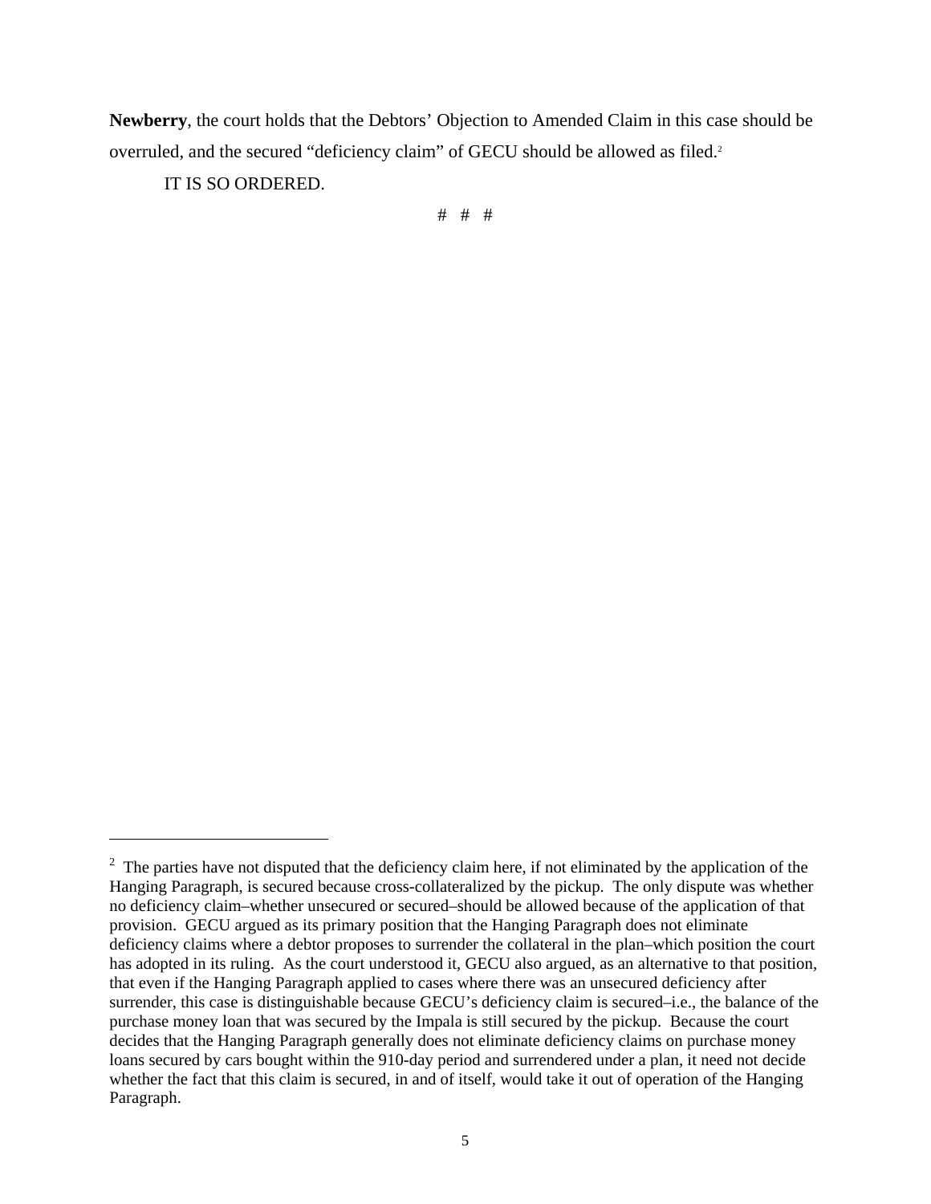**Newberry**, the court holds that the Debtors' Objection to Amended Claim in this case should be overruled, and the secured "deficiency claim" of GECU should be allowed as filed.[2]

IT IS SO ORDERED.

# # #

---

[2] The parties have not disputed that the deficiency claim here, if not eliminated by the application of the Hanging Paragraph, is secured because cross-collateralized by the pickup. The only dispute was whether no deficiency claim–whether unsecured or secured–should be allowed because of the application of that provision. GECU argued as its primary position that the Hanging Paragraph does not eliminate deficiency claims where a debtor proposes to surrender the collateral in the plan–which position the court has adopted in its ruling. As the court understood it, GECU also argued, as an alternative to that position, that even if the Hanging Paragraph applied to cases where there was an unsecured deficiency after surrender, this case is distinguishable because GECU's deficiency claim is secured–i.e., the balance of the purchase money loan that was secured by the Impala is still secured by the pickup. Because the court decides that the Hanging Paragraph generally does not eliminate deficiency claims on purchase money loans secured by cars bought within the 910-day period and surrendered under a plan, it need not decide whether the fact that this claim is secured, in and of itself, would take it out of operation of the Hanging Paragraph.